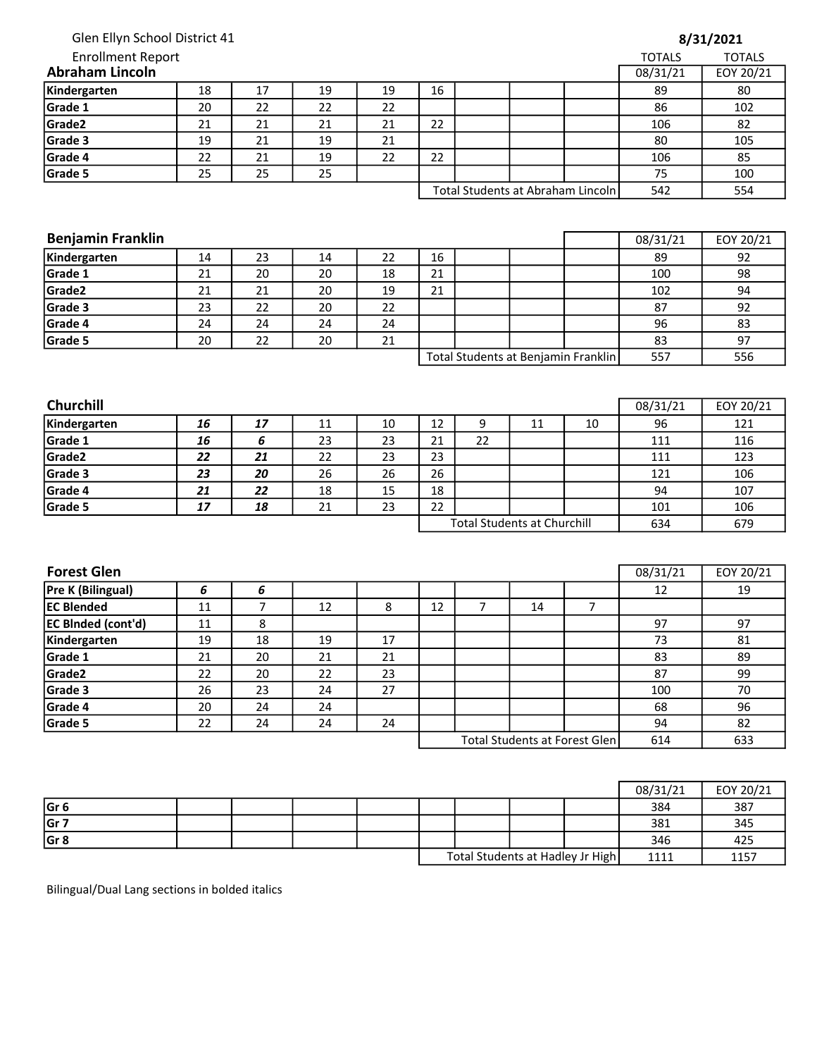Glen Ellyn School District 41

Enrollment Report

**8/31/2021**

## Abraham Lincoln

| | | | | | | | | | TOTALS 08/31/21 | TOTALS EOY 20/21 |
|---|---|---|---|---|---|---|---|---|---|---|
| **Kindergarten** | 18 | 17 | 19 | 19 | 16 | | | | 89 | 80 |
| **Grade 1** | 20 | 22 | 22 | 22 | | | | | 86 | 102 |
| **Grade2** | 21 | 21 | 21 | 21 | 22 | | | | 106 | 82 |
| **Grade 3** | 19 | 21 | 19 | 21 | | | | | 80 | 105 |
| **Grade 4** | 22 | 21 | 19 | 22 | 22 | | | | 106 | 85 |
| **Grade 5** | 25 | 25 | 25 | | | | | | 75 | 100 |
| | | | | | Total Students at Abraham Lincoln | | | | 542 | 554 |

## Benjamin Franklin

| | | | | | | | | | 08/31/21 | EOY 20/21 |
|---|---|---|---|---|---|---|---|---|---|---|
| **Kindergarten** | 14 | 23 | 14 | 22 | 16 | | | | 89 | 92 |
| **Grade 1** | 21 | 20 | 20 | 18 | 21 | | | | 100 | 98 |
| **Grade2** | 21 | 21 | 20 | 19 | 21 | | | | 102 | 94 |
| **Grade 3** | 23 | 22 | 20 | 22 | | | | | 87 | 92 |
| **Grade 4** | 24 | 24 | 24 | 24 | | | | | 96 | 83 |
| **Grade 5** | 20 | 22 | 20 | 21 | | | | | 83 | 97 |
| | | | | | Total Students at Benjamin Franklin | | | | 557 | 556 |

## Churchill

| | | | | | | | | | 08/31/21 | EOY 20/21 |
|---|---|---|---|---|---|---|---|---|---|---|
| **Kindergarten** | ***16*** | ***17*** | 11 | 10 | 12 | 9 | 11 | 10 | 96 | 121 |
| **Grade 1** | ***16*** | ***6*** | 23 | 23 | 21 | 22 | | | 111 | 116 |
| **Grade2** | ***22*** | ***21*** | 22 | 23 | 23 | | | | 111 | 123 |
| **Grade 3** | ***23*** | ***20*** | 26 | 26 | 26 | | | | 121 | 106 |
| **Grade 4** | ***21*** | ***22*** | 18 | 15 | 18 | | | | 94 | 107 |
| **Grade 5** | ***17*** | ***18*** | 21 | 23 | 22 | | | | 101 | 106 |
| | | | | | Total Students at Churchill | | | | 634 | 679 |

## Forest Glen

| | | | | | | | | | 08/31/21 | EOY 20/21 |
|---|---|---|---|---|---|---|---|---|---|---|
| **Pre K (Bilingual)** | ***6*** | ***6*** | | | | | | | 12 | 19 |
| **EC Blended** | 11 | 7 | 12 | 8 | 12 | 7 | 14 | 7 | | |
| **EC Blnded (cont'd)** | 11 | 8 | | | | | | | 97 | 97 |
| **Kindergarten** | 19 | 18 | 19 | 17 | | | | | 73 | 81 |
| **Grade 1** | 21 | 20 | 21 | 21 | | | | | 83 | 89 |
| **Grade2** | 22 | 20 | 22 | 23 | | | | | 87 | 99 |
| **Grade 3** | 26 | 23 | 24 | 27 | | | | | 100 | 70 |
| **Grade 4** | 20 | 24 | 24 | | | | | | 68 | 96 |
| **Grade 5** | 22 | 24 | 24 | 24 | | | | | 94 | 82 |
| | | | | | Total Students at Forest Glen | | | | 614 | 633 |

| | | | | | | | | | 08/31/21 | EOY 20/21 |
|---|---|---|---|---|---|---|---|---|---|---|
| **Gr 6** | | | | | | | | | 384 | 387 |
| **Gr 7** | | | | | | | | | 381 | 345 |
| **Gr 8** | | | | | | | | | 346 | 425 |
| | | | | | Total Students at Hadley Jr High | | | | 1111 | 1157 |

Bilingual/Dual Lang sections in bolded italics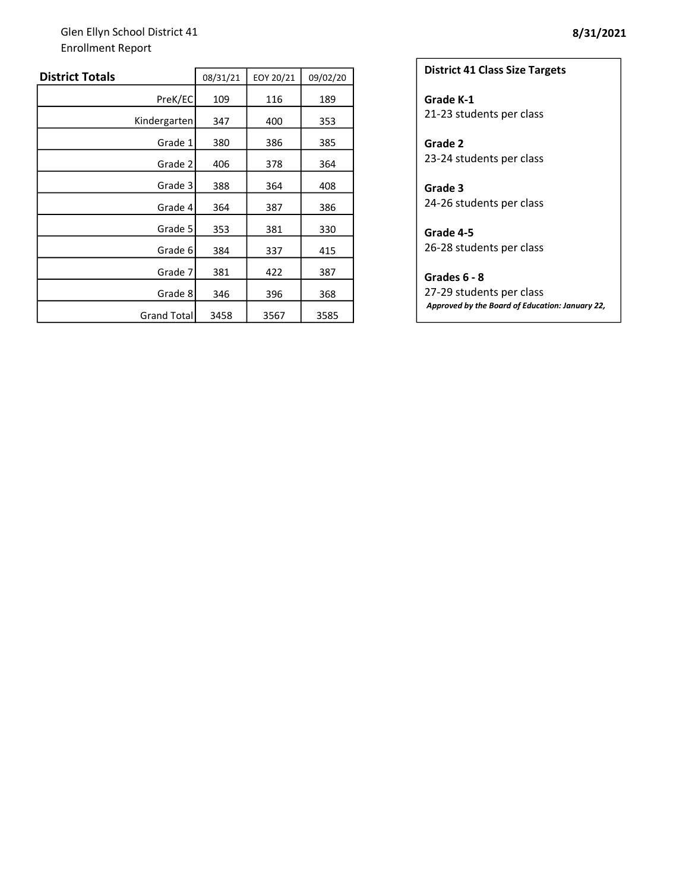Glen Ellyn School District 41
Enrollment Report

**8/31/2021**

| **District Totals** | 08/31/21 | EOY 20/21 | 09/02/20 |
|---|---|---|---|
| PreK/EC | 109 | 116 | 189 |
| Kindergarten | 347 | 400 | 353 |
| Grade 1 | 380 | 386 | 385 |
| Grade 2 | 406 | 378 | 364 |
| Grade 3 | 388 | 364 | 408 |
| Grade 4 | 364 | 387 | 386 |
| Grade 5 | 353 | 381 | 330 |
| Grade 6 | 384 | 337 | 415 |
| Grade 7 | 381 | 422 | 387 |
| Grade 8 | 346 | 396 | 368 |
| Grand Total | 3458 | 3567 | 3585 |

**District 41 Class Size Targets**

**Grade K-1**
21-23 students per class

**Grade 2**
23-24 students per class

**Grade 3**
24-26 students per class

**Grade 4-5**
26-28 students per class

**Grades 6 - 8**
27-29 students per class

***Approved by the Board of Education: January 22,***